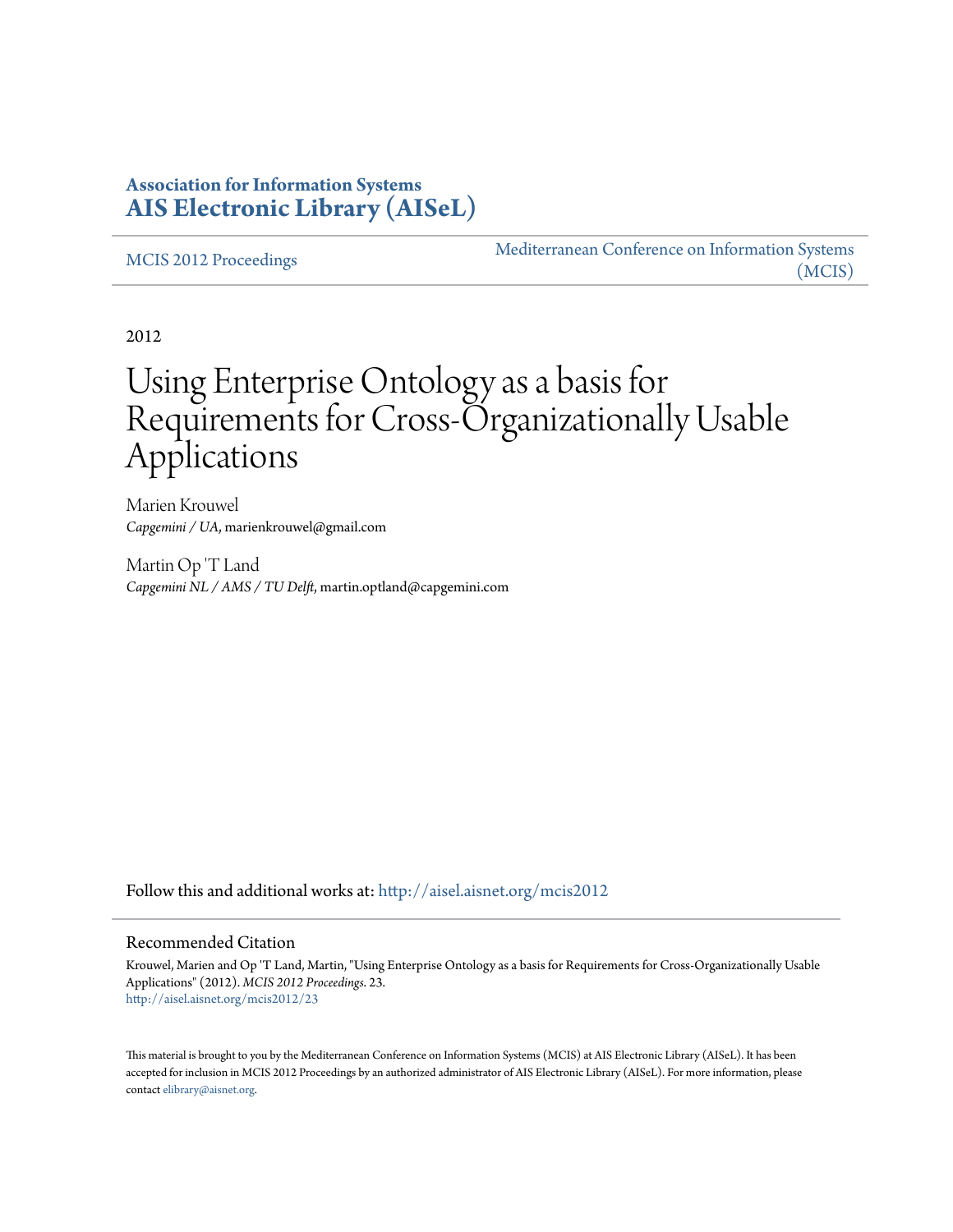**Association for Information Systems**
**AIS Electronic Library (AISeL)**

MCIS 2012 Proceedings

Mediterranean Conference on Information Systems (MCIS)

2012

# Using Enterprise Ontology as a basis for Requirements for Cross-Organizationally Usable Applications

Marien Krouwel
*Capgemini / UA*, marienkrouwel@gmail.com

Martin Op 'T Land
*Capgemini NL / AMS / TU Delft*, martin.optland@capgemini.com

Follow this and additional works at: http://aisel.aisnet.org/mcis2012

## Recommended Citation

Krouwel, Marien and Op 'T Land, Martin, "Using Enterprise Ontology as a basis for Requirements for Cross-Organizationally Usable Applications" (2012). *MCIS 2012 Proceedings*. 23.
http://aisel.aisnet.org/mcis2012/23

This material is brought to you by the Mediterranean Conference on Information Systems (MCIS) at AIS Electronic Library (AISeL). It has been accepted for inclusion in MCIS 2012 Proceedings by an authorized administrator of AIS Electronic Library (AISeL). For more information, please contact elibrary@aisnet.org.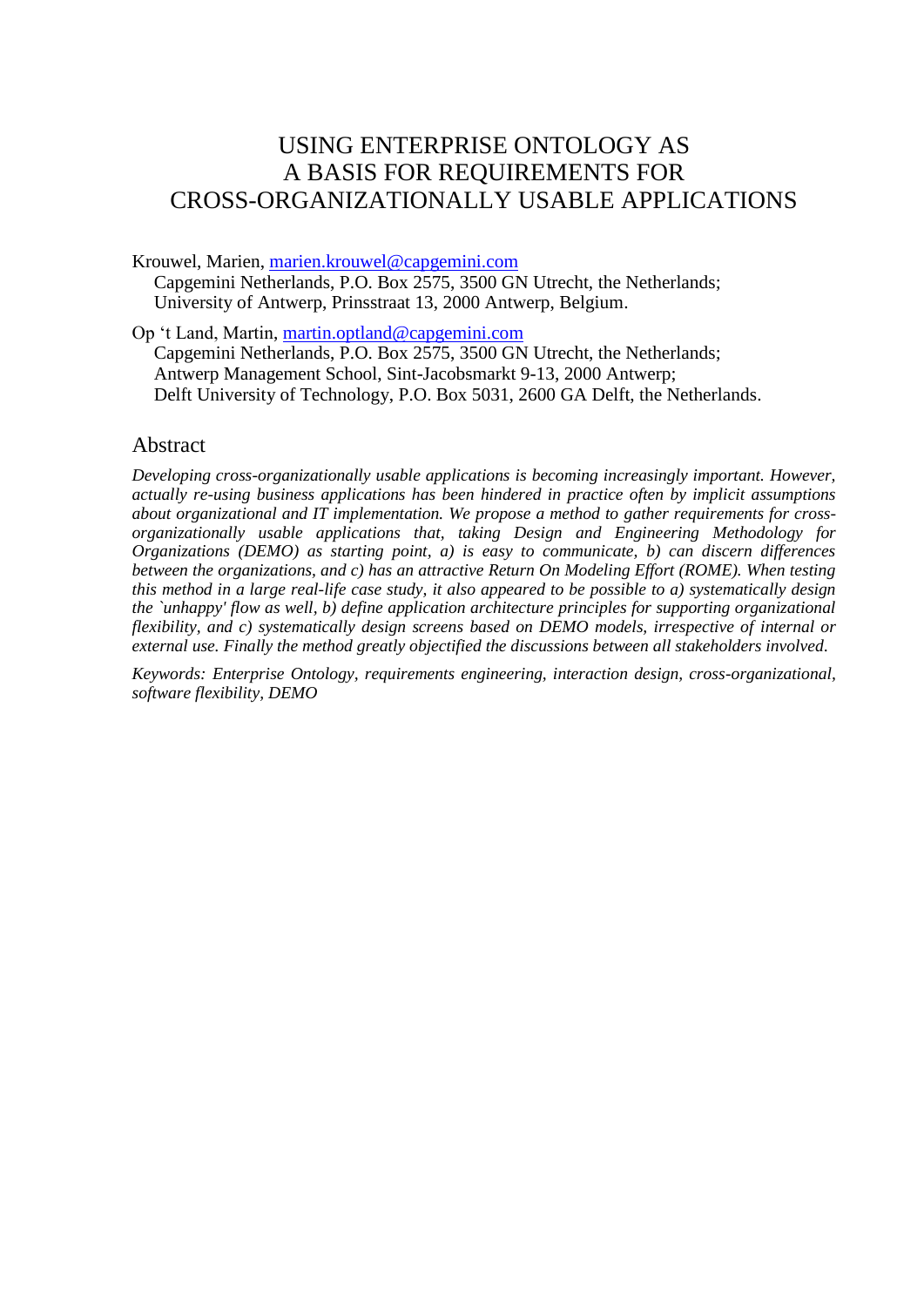# USING ENTERPRISE ONTOLOGY AS A BASIS FOR REQUIREMENTS FOR CROSS-ORGANIZATIONALLY USABLE APPLICATIONS

Krouwel, Marien, marien.krouwel@capgemini.com
Capgemini Netherlands, P.O. Box 2575, 3500 GN Utrecht, the Netherlands;
University of Antwerp, Prinsstraat 13, 2000 Antwerp, Belgium.

Op 't Land, Martin, martin.optland@capgemini.com
Capgemini Netherlands, P.O. Box 2575, 3500 GN Utrecht, the Netherlands;
Antwerp Management School, Sint-Jacobsmarkt 9-13, 2000 Antwerp;
Delft University of Technology, P.O. Box 5031, 2600 GA Delft, the Netherlands.

## Abstract

*Developing cross-organizationally usable applications is becoming increasingly important. However, actually re-using business applications has been hindered in practice often by implicit assumptions about organizational and IT implementation. We propose a method to gather requirements for cross-organizationally usable applications that, taking Design and Engineering Methodology for Organizations (DEMO) as starting point, a) is easy to communicate, b) can discern differences between the organizations, and c) has an attractive Return On Modeling Effort (ROME). When testing this method in a large real-life case study, it also appeared to be possible to a) systematically design the `unhappy' flow as well, b) define application architecture principles for supporting organizational flexibility, and c) systematically design screens based on DEMO models, irrespective of internal or external use. Finally the method greatly objectified the discussions between all stakeholders involved.*

*Keywords: Enterprise Ontology, requirements engineering, interaction design, cross-organizational, software flexibility, DEMO*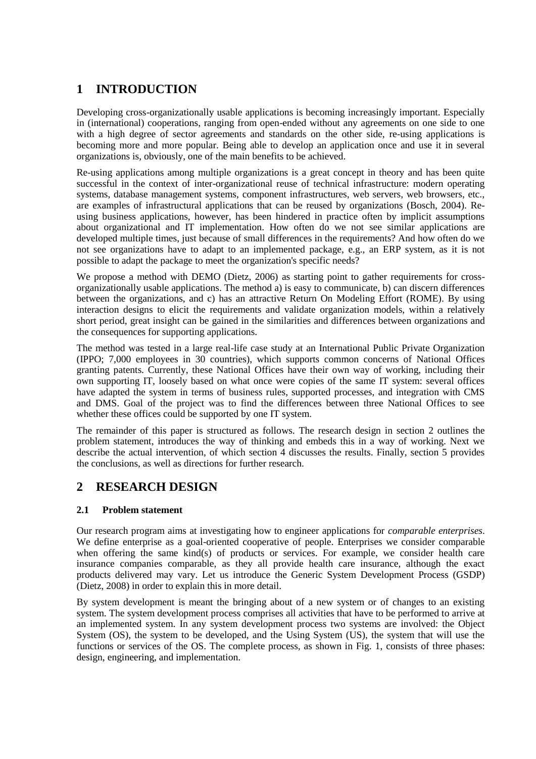# 1 INTRODUCTION

Developing cross-organizationally usable applications is becoming increasingly important. Especially in (international) cooperations, ranging from open-ended without any agreements on one side to one with a high degree of sector agreements and standards on the other side, re-using applications is becoming more and more popular. Being able to develop an application once and use it in several organizations is, obviously, one of the main benefits to be achieved.

Re-using applications among multiple organizations is a great concept in theory and has been quite successful in the context of inter-organizational reuse of technical infrastructure: modern operating systems, database management systems, component infrastructures, web servers, web browsers, etc., are examples of infrastructural applications that can be reused by organizations (Bosch, 2004). Re-using business applications, however, has been hindered in practice often by implicit assumptions about organizational and IT implementation. How often do we not see similar applications are developed multiple times, just because of small differences in the requirements? And how often do we not see organizations have to adapt to an implemented package, e.g., an ERP system, as it is not possible to adapt the package to meet the organization's specific needs?

We propose a method with DEMO (Dietz, 2006) as starting point to gather requirements for cross-organizationally usable applications. The method a) is easy to communicate, b) can discern differences between the organizations, and c) has an attractive Return On Modeling Effort (ROME). By using interaction designs to elicit the requirements and validate organization models, within a relatively short period, great insight can be gained in the similarities and differences between organizations and the consequences for supporting applications.

The method was tested in a large real-life case study at an International Public Private Organization (IPPO; 7,000 employees in 30 countries), which supports common concerns of National Offices granting patents. Currently, these National Offices have their own way of working, including their own supporting IT, loosely based on what once were copies of the same IT system: several offices have adapted the system in terms of business rules, supported processes, and integration with CMS and DMS. Goal of the project was to find the differences between three National Offices to see whether these offices could be supported by one IT system.

The remainder of this paper is structured as follows. The research design in section 2 outlines the problem statement, introduces the way of thinking and embeds this in a way of working. Next we describe the actual intervention, of which section 4 discusses the results. Finally, section 5 provides the conclusions, as well as directions for further research.

# 2 RESEARCH DESIGN

## 2.1 Problem statement

Our research program aims at investigating how to engineer applications for *comparable enterprises*. We define enterprise as a goal-oriented cooperative of people. Enterprises we consider comparable when offering the same kind(s) of products or services. For example, we consider health care insurance companies comparable, as they all provide health care insurance, although the exact products delivered may vary. Let us introduce the Generic System Development Process (GSDP) (Dietz, 2008) in order to explain this in more detail.

By system development is meant the bringing about of a new system or of changes to an existing system. The system development process comprises all activities that have to be performed to arrive at an implemented system. In any system development process two systems are involved: the Object System (OS), the system to be developed, and the Using System (US), the system that will use the functions or services of the OS. The complete process, as shown in Fig. 1, consists of three phases: design, engineering, and implementation.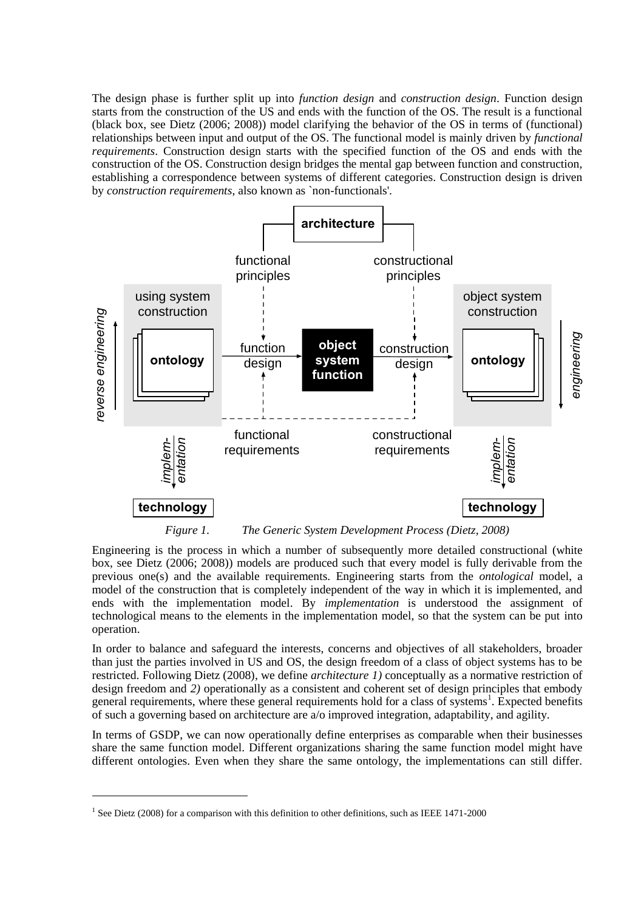The design phase is further split up into *function design* and *construction design*. Function design starts from the construction of the US and ends with the function of the OS. The result is a functional (black box, see Dietz (2006; 2008)) model clarifying the behavior of the OS in terms of (functional) relationships between input and output of the OS. The functional model is mainly driven by *functional requirements*. Construction design starts with the specified function of the OS and ends with the construction of the OS. Construction design bridges the mental gap between function and construction, establishing a correspondence between systems of different categories. Construction design is driven by *construction requirements*, also known as `non-functionals'.

*Figure 1. The Generic System Development Process (Dietz, 2008)*

Engineering is the process in which a number of subsequently more detailed constructional (white box, see Dietz (2006; 2008)) models are produced such that every model is fully derivable from the previous one(s) and the available requirements. Engineering starts from the *ontological* model, a model of the construction that is completely independent of the way in which it is implemented, and ends with the implementation model. By *implementation* is understood the assignment of technological means to the elements in the implementation model, so that the system can be put into operation.

In order to balance and safeguard the interests, concerns and objectives of all stakeholders, broader than just the parties involved in US and OS, the design freedom of a class of object systems has to be restricted. Following Dietz (2008), we define *architecture 1)* conceptually as a normative restriction of design freedom and *2)* operationally as a consistent and coherent set of design principles that embody general requirements, where these general requirements hold for a class of systems[1]. Expected benefits of such a governing based on architecture are a/o improved integration, adaptability, and agility.

In terms of GSDP, we can now operationally define enterprises as comparable when their businesses share the same function model. Different organizations sharing the same function model might have different ontologies. Even when they share the same ontology, the implementations can still differ.

[1] See Dietz (2008) for a comparison with this definition to other definitions, such as IEEE 1471-2000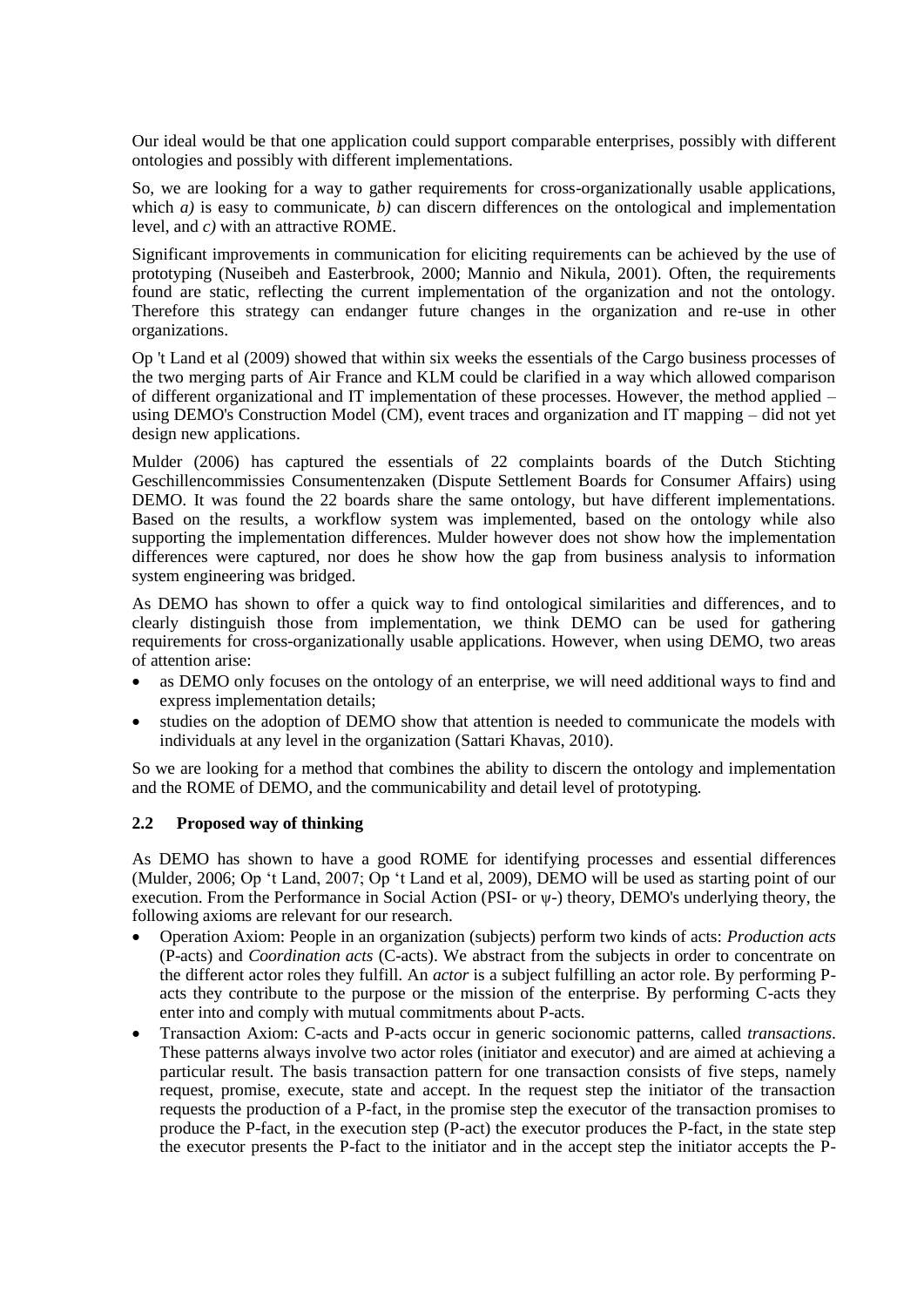Our ideal would be that one application could support comparable enterprises, possibly with different ontologies and possibly with different implementations.

So, we are looking for a way to gather requirements for cross-organizationally usable applications, which *a)* is easy to communicate, *b)* can discern differences on the ontological and implementation level, and *c)* with an attractive ROME.

Significant improvements in communication for eliciting requirements can be achieved by the use of prototyping (Nuseibeh and Easterbrook, 2000; Mannio and Nikula, 2001). Often, the requirements found are static, reflecting the current implementation of the organization and not the ontology. Therefore this strategy can endanger future changes in the organization and re-use in other organizations.

Op 't Land et al (2009) showed that within six weeks the essentials of the Cargo business processes of the two merging parts of Air France and KLM could be clarified in a way which allowed comparison of different organizational and IT implementation of these processes. However, the method applied – using DEMO's Construction Model (CM), event traces and organization and IT mapping – did not yet design new applications.

Mulder (2006) has captured the essentials of 22 complaints boards of the Dutch Stichting Geschillencommissies Consumentenzaken (Dispute Settlement Boards for Consumer Affairs) using DEMO. It was found the 22 boards share the same ontology, but have different implementations. Based on the results, a workflow system was implemented, based on the ontology while also supporting the implementation differences. Mulder however does not show how the implementation differences were captured, nor does he show how the gap from business analysis to information system engineering was bridged.

As DEMO has shown to offer a quick way to find ontological similarities and differences, and to clearly distinguish those from implementation, we think DEMO can be used for gathering requirements for cross-organizationally usable applications. However, when using DEMO, two areas of attention arise:

- as DEMO only focuses on the ontology of an enterprise, we will need additional ways to find and express implementation details;
- studies on the adoption of DEMO show that attention is needed to communicate the models with individuals at any level in the organization (Sattari Khavas, 2010).

So we are looking for a method that combines the ability to discern the ontology and implementation and the ROME of DEMO, and the communicability and detail level of prototyping.

### 2.2 Proposed way of thinking

As DEMO has shown to have a good ROME for identifying processes and essential differences (Mulder, 2006; Op 't Land, 2007; Op 't Land et al, 2009), DEMO will be used as starting point of our execution. From the Performance in Social Action (PSI- or ψ-) theory, DEMO's underlying theory, the following axioms are relevant for our research.

- Operation Axiom: People in an organization (subjects) perform two kinds of acts: *Production acts* (P-acts) and *Coordination acts* (C-acts). We abstract from the subjects in order to concentrate on the different actor roles they fulfill. An *actor* is a subject fulfilling an actor role. By performing P-acts they contribute to the purpose or the mission of the enterprise. By performing C-acts they enter into and comply with mutual commitments about P-acts.
- Transaction Axiom: C-acts and P-acts occur in generic socionomic patterns, called *transactions*. These patterns always involve two actor roles (initiator and executor) and are aimed at achieving a particular result. The basis transaction pattern for one transaction consists of five steps, namely request, promise, execute, state and accept. In the request step the initiator of the transaction requests the production of a P-fact, in the promise step the executor of the transaction promises to produce the P-fact, in the execution step (P-act) the executor produces the P-fact, in the state step the executor presents the P-fact to the initiator and in the accept step the initiator accepts the P-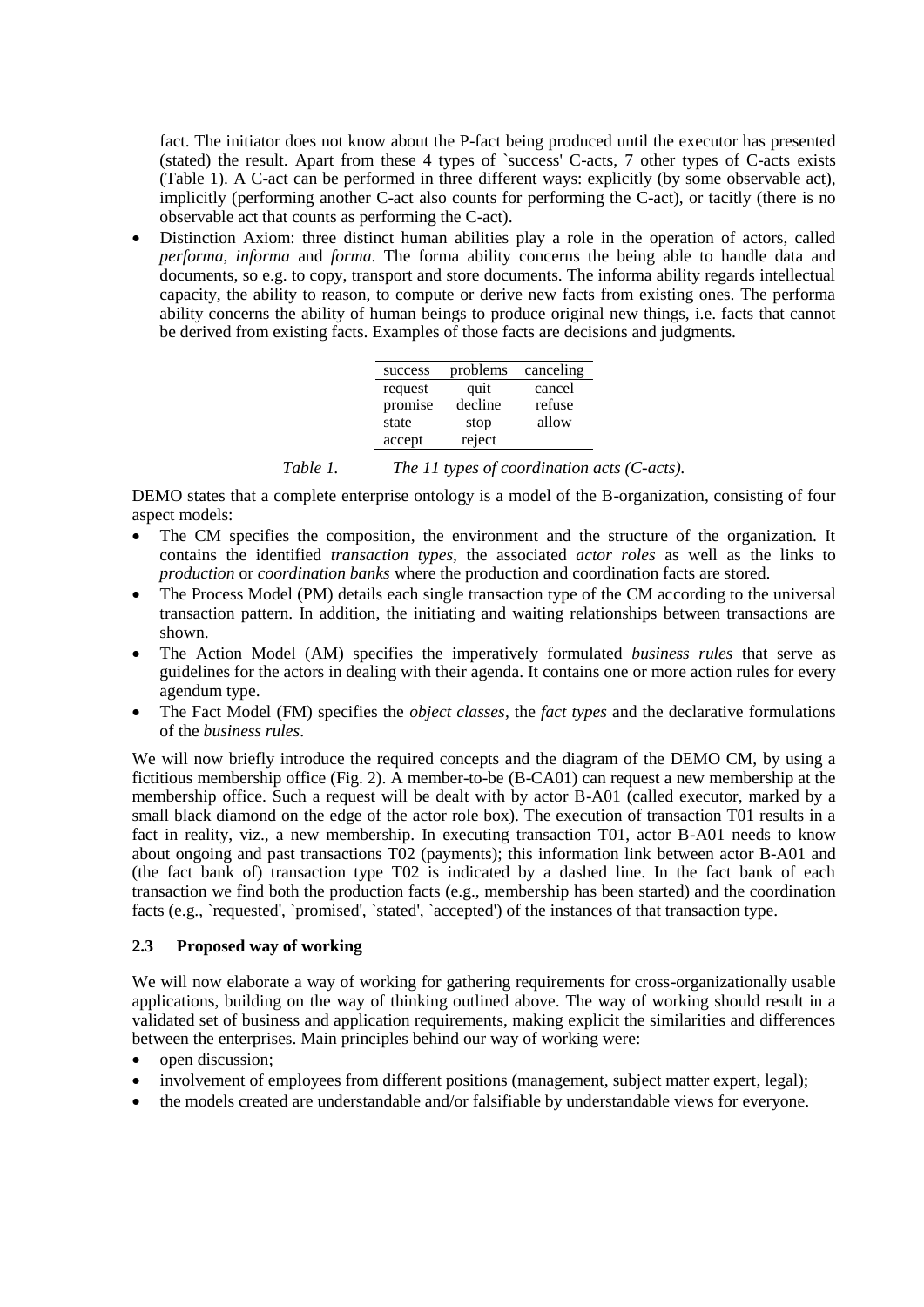fact. The initiator does not know about the P-fact being produced until the executor has presented (stated) the result. Apart from these 4 types of `success' C-acts, 7 other types of C-acts exists (Table 1). A C-act can be performed in three different ways: explicitly (by some observable act), implicitly (performing another C-act also counts for performing the C-act), or tacitly (there is no observable act that counts as performing the C-act).

- Distinction Axiom: three distinct human abilities play a role in the operation of actors, called *performa*, *informa* and *forma*. The forma ability concerns the being able to handle data and documents, so e.g. to copy, transport and store documents. The informa ability regards intellectual capacity, the ability to reason, to compute or derive new facts from existing ones. The performa ability concerns the ability of human beings to produce original new things, i.e. facts that cannot be derived from existing facts. Examples of those facts are decisions and judgments.

| success | problems | canceling |
|---|---|---|
| request | quit | cancel |
| promise | decline | refuse |
| state | stop | allow |
| accept | reject | |

*Table 1. The 11 types of coordination acts (C-acts).*

DEMO states that a complete enterprise ontology is a model of the B-organization, consisting of four aspect models:

- The CM specifies the composition, the environment and the structure of the organization. It contains the identified *transaction types*, the associated *actor roles* as well as the links to *production* or *coordination banks* where the production and coordination facts are stored.
- The Process Model (PM) details each single transaction type of the CM according to the universal transaction pattern. In addition, the initiating and waiting relationships between transactions are shown.
- The Action Model (AM) specifies the imperatively formulated *business rules* that serve as guidelines for the actors in dealing with their agenda. It contains one or more action rules for every agendum type.
- The Fact Model (FM) specifies the *object classes*, the *fact types* and the declarative formulations of the *business rules*.

We will now briefly introduce the required concepts and the diagram of the DEMO CM, by using a fictitious membership office (Fig. 2). A member-to-be (B-CA01) can request a new membership at the membership office. Such a request will be dealt with by actor B-A01 (called executor, marked by a small black diamond on the edge of the actor role box). The execution of transaction T01 results in a fact in reality, viz., a new membership. In executing transaction T01, actor B-A01 needs to know about ongoing and past transactions T02 (payments); this information link between actor B-A01 and (the fact bank of) transaction type T02 is indicated by a dashed line. In the fact bank of each transaction we find both the production facts (e.g., membership has been started) and the coordination facts (e.g., `requested', `promised', `stated', `accepted') of the instances of that transaction type.

### 2.3 Proposed way of working

We will now elaborate a way of working for gathering requirements for cross-organizationally usable applications, building on the way of thinking outlined above. The way of working should result in a validated set of business and application requirements, making explicit the similarities and differences between the enterprises. Main principles behind our way of working were:

- open discussion;
- involvement of employees from different positions (management, subject matter expert, legal);
- the models created are understandable and/or falsifiable by understandable views for everyone.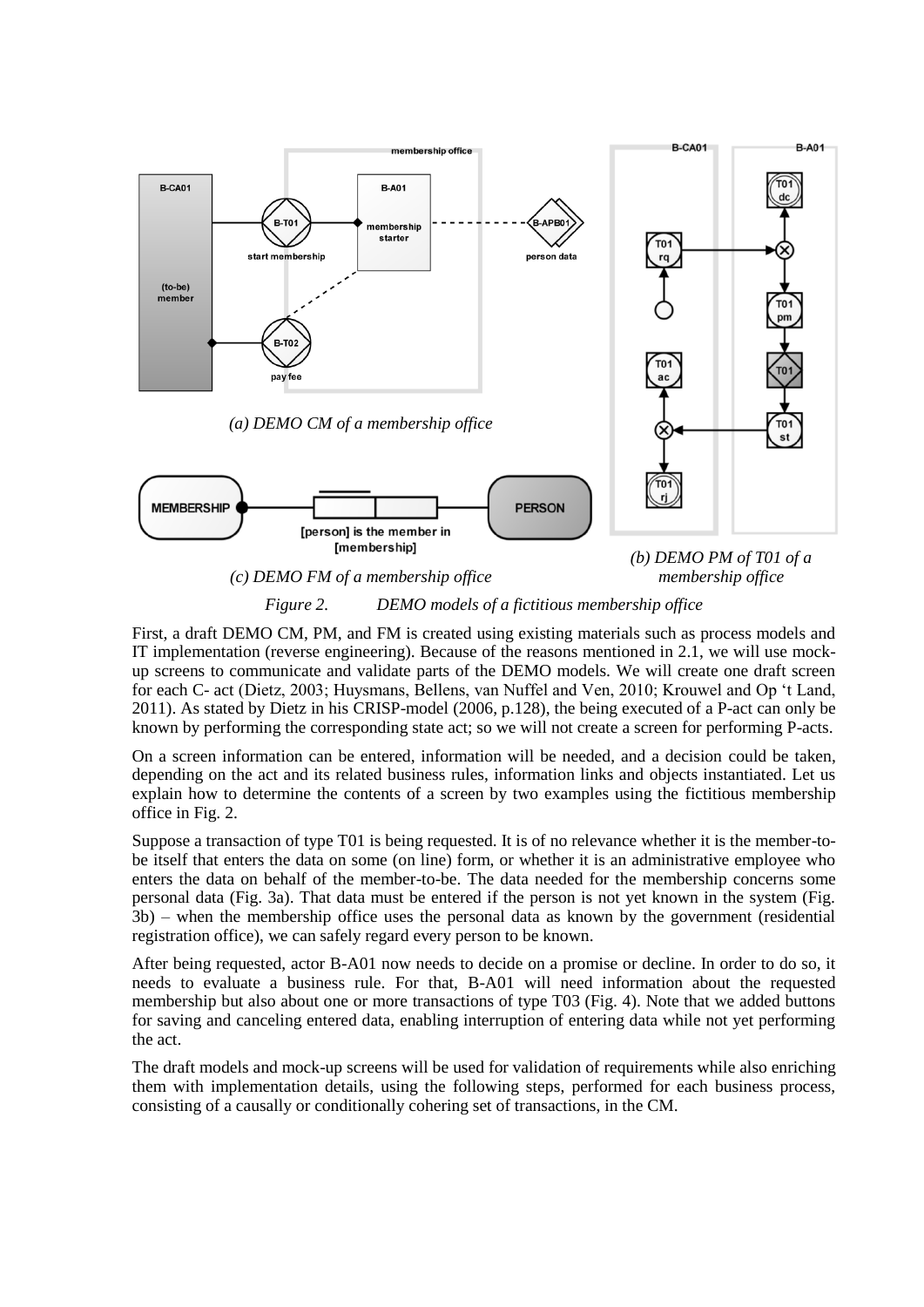*(a) DEMO CM of a membership office*

*(b) DEMO PM of T01 of a membership office*

*(c) DEMO FM of a membership office*

*Figure 2. DEMO models of a fictitious membership office*

First, a draft DEMO CM, PM, and FM is created using existing materials such as process models and IT implementation (reverse engineering). Because of the reasons mentioned in 2.1, we will use mock-up screens to communicate and validate parts of the DEMO models. We will create one draft screen for each C- act (Dietz, 2003; Huysmans, Bellens, van Nuffel and Ven, 2010; Krouwel and Op 't Land, 2011). As stated by Dietz in his CRISP-model (2006, p.128), the being executed of a P-act can only be known by performing the corresponding state act; so we will not create a screen for performing P-acts.

On a screen information can be entered, information will be needed, and a decision could be taken, depending on the act and its related business rules, information links and objects instantiated. Let us explain how to determine the contents of a screen by two examples using the fictitious membership office in Fig. 2.

Suppose a transaction of type T01 is being requested. It is of no relevance whether it is the member-to-be itself that enters the data on some (on line) form, or whether it is an administrative employee who enters the data on behalf of the member-to-be. The data needed for the membership concerns some personal data (Fig. 3a). That data must be entered if the person is not yet known in the system (Fig. 3b) – when the membership office uses the personal data as known by the government (residential registration office), we can safely regard every person to be known.

After being requested, actor B-A01 now needs to decide on a promise or decline. In order to do so, it needs to evaluate a business rule. For that, B-A01 will need information about the requested membership but also about one or more transactions of type T03 (Fig. 4). Note that we added buttons for saving and canceling entered data, enabling interruption of entering data while not yet performing the act.

The draft models and mock-up screens will be used for validation of requirements while also enriching them with implementation details, using the following steps, performed for each business process, consisting of a causally or conditionally cohering set of transactions, in the CM.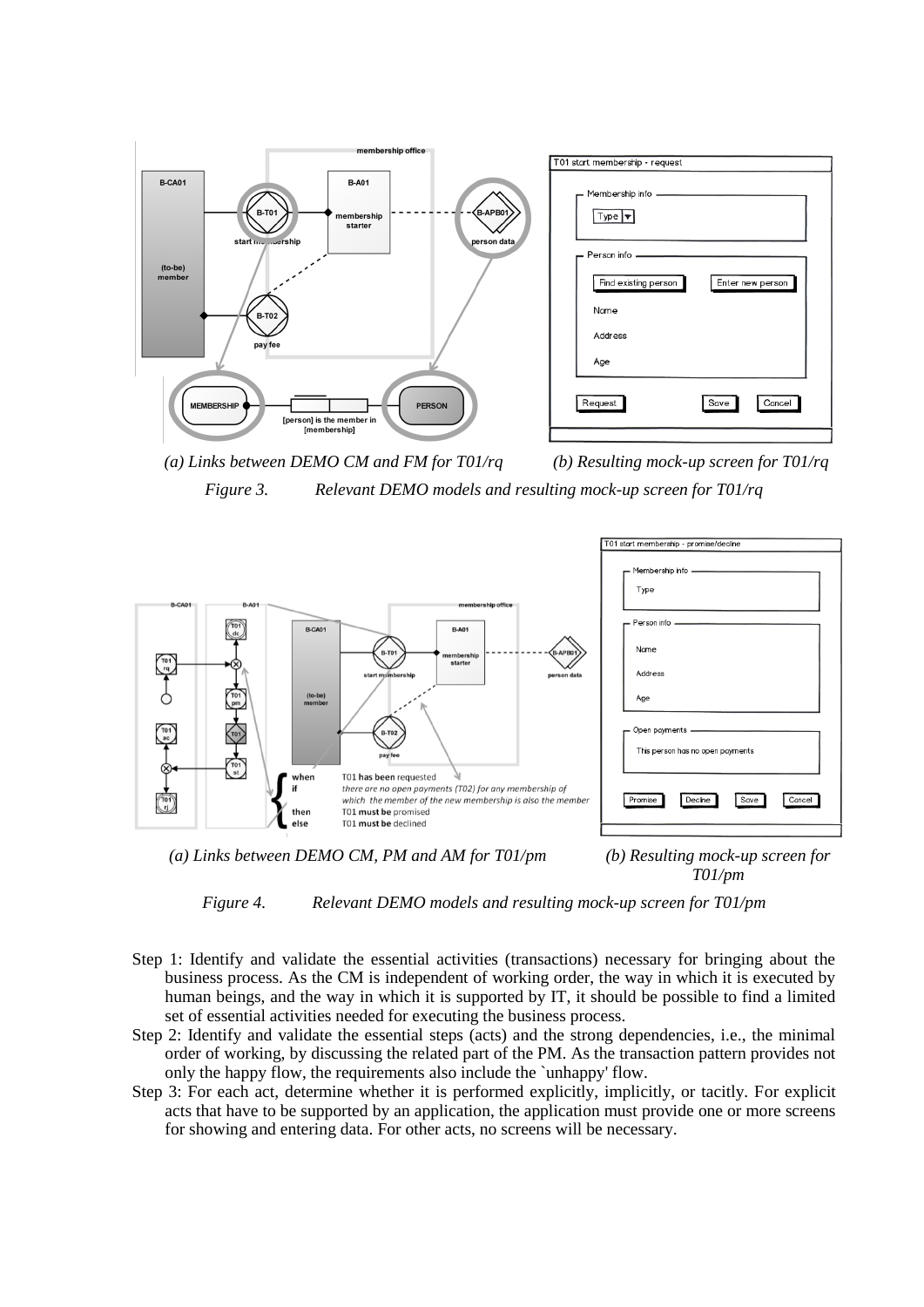(a) *Links between DEMO CM and FM for T01/rq*

(b) *Resulting mock-up screen for T01/rq*

*Figure 3. Relevant DEMO models and resulting mock-up screen for T01/rq*

(a) *Links between DEMO CM, PM and AM for T01/pm*

(b) *Resulting mock-up screen for T01/pm*

*Figure 4. Relevant DEMO models and resulting mock-up screen for T01/pm*

Step 1: Identify and validate the essential activities (transactions) necessary for bringing about the business process. As the CM is independent of working order, the way in which it is executed by human beings, and the way in which it is supported by IT, it should be possible to find a limited set of essential activities needed for executing the business process.

Step 2: Identify and validate the essential steps (acts) and the strong dependencies, i.e., the minimal order of working, by discussing the related part of the PM. As the transaction pattern provides not only the happy flow, the requirements also include the `unhappy' flow.

Step 3: For each act, determine whether it is performed explicitly, implicitly, or tacitly. For explicit acts that have to be supported by an application, the application must provide one or more screens for showing and entering data. For other acts, no screens will be necessary.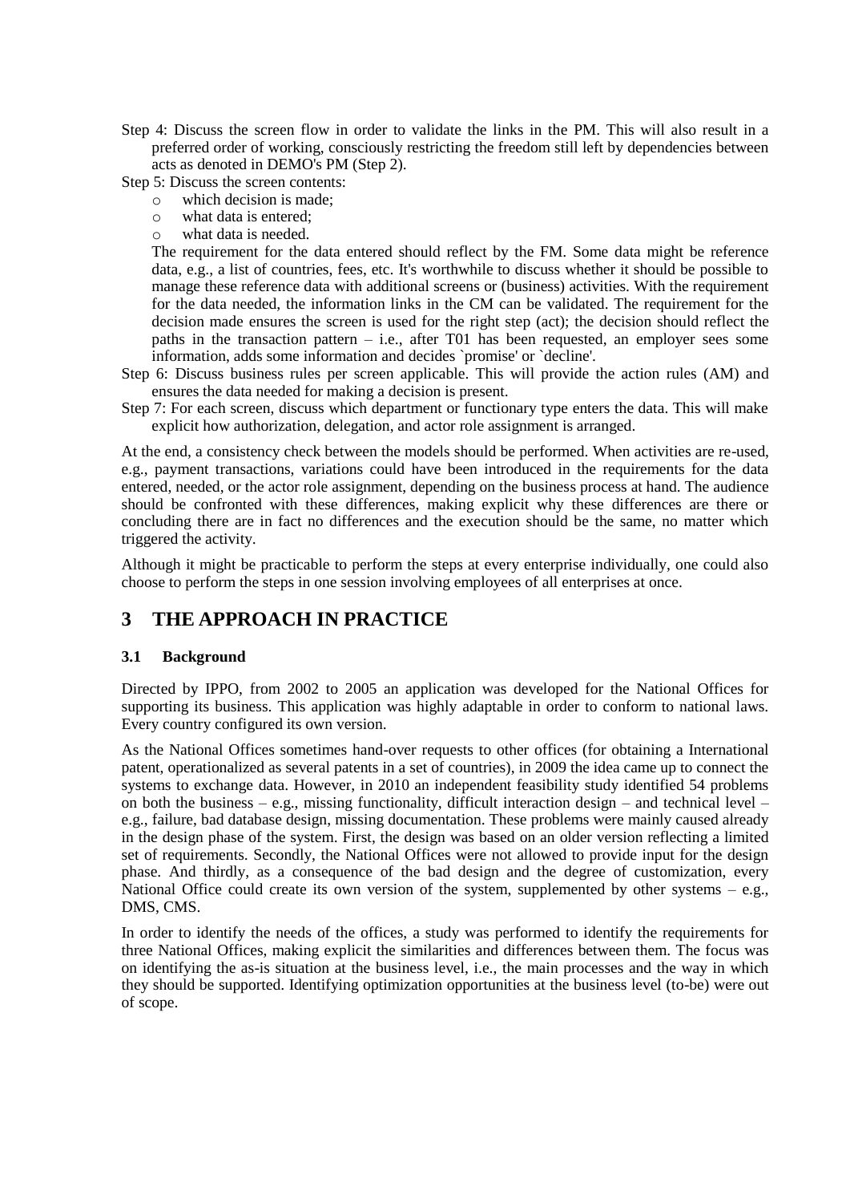Step 4: Discuss the screen flow in order to validate the links in the PM. This will also result in a preferred order of working, consciously restricting the freedom still left by dependencies between acts as denoted in DEMO's PM (Step 2).

Step 5: Discuss the screen contents:

- which decision is made;
- what data is entered;
- what data is needed.

The requirement for the data entered should reflect by the FM. Some data might be reference data, e.g., a list of countries, fees, etc. It's worthwhile to discuss whether it should be possible to manage these reference data with additional screens or (business) activities. With the requirement for the data needed, the information links in the CM can be validated. The requirement for the decision made ensures the screen is used for the right step (act); the decision should reflect the paths in the transaction pattern – i.e., after T01 has been requested, an employer sees some information, adds some information and decides `promise' or `decline'.

Step 6: Discuss business rules per screen applicable. This will provide the action rules (AM) and ensures the data needed for making a decision is present.

Step 7: For each screen, discuss which department or functionary type enters the data. This will make explicit how authorization, delegation, and actor role assignment is arranged.

At the end, a consistency check between the models should be performed. When activities are re-used, e.g., payment transactions, variations could have been introduced in the requirements for the data entered, needed, or the actor role assignment, depending on the business process at hand. The audience should be confronted with these differences, making explicit why these differences are there or concluding there are in fact no differences and the execution should be the same, no matter which triggered the activity.

Although it might be practicable to perform the steps at every enterprise individually, one could also choose to perform the steps in one session involving employees of all enterprises at once.

# 3 THE APPROACH IN PRACTICE

## 3.1 Background

Directed by IPPO, from 2002 to 2005 an application was developed for the National Offices for supporting its business. This application was highly adaptable in order to conform to national laws. Every country configured its own version.

As the National Offices sometimes hand-over requests to other offices (for obtaining a International patent, operationalized as several patents in a set of countries), in 2009 the idea came up to connect the systems to exchange data. However, in 2010 an independent feasibility study identified 54 problems on both the business – e.g., missing functionality, difficult interaction design – and technical level – e.g., failure, bad database design, missing documentation. These problems were mainly caused already in the design phase of the system. First, the design was based on an older version reflecting a limited set of requirements. Secondly, the National Offices were not allowed to provide input for the design phase. And thirdly, as a consequence of the bad design and the degree of customization, every National Office could create its own version of the system, supplemented by other systems – e.g., DMS, CMS.

In order to identify the needs of the offices, a study was performed to identify the requirements for three National Offices, making explicit the similarities and differences between them. The focus was on identifying the as-is situation at the business level, i.e., the main processes and the way in which they should be supported. Identifying optimization opportunities at the business level (to-be) were out of scope.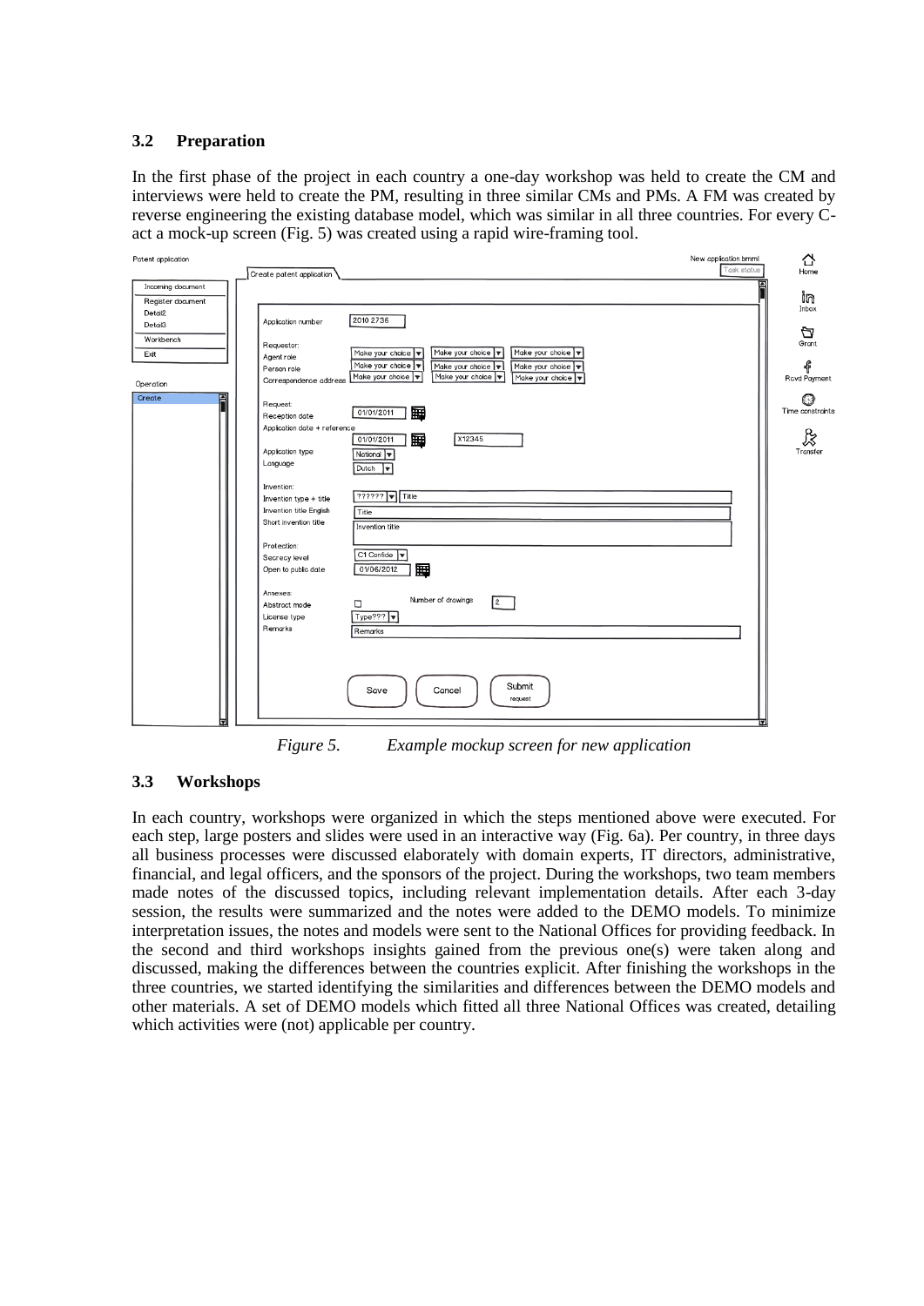### 3.2 Preparation

In the first phase of the project in each country a one-day workshop was held to create the CM and interviews were held to create the PM, resulting in three similar CMs and PMs. A FM was created by reverse engineering the existing database model, which was similar in all three countries. For every C-act a mock-up screen (Fig. 5) was created using a rapid wire-framing tool.

*Figure 5. Example mockup screen for new application*

### 3.3 Workshops

In each country, workshops were organized in which the steps mentioned above were executed. For each step, large posters and slides were used in an interactive way (Fig. 6a). Per country, in three days all business processes were discussed elaborately with domain experts, IT directors, administrative, financial, and legal officers, and the sponsors of the project. During the workshops, two team members made notes of the discussed topics, including relevant implementation details. After each 3-day session, the results were summarized and the notes were added to the DEMO models. To minimize interpretation issues, the notes and models were sent to the National Offices for providing feedback. In the second and third workshops insights gained from the previous one(s) were taken along and discussed, making the differences between the countries explicit. After finishing the workshops in the three countries, we started identifying the similarities and differences between the DEMO models and other materials. A set of DEMO models which fitted all three National Offices was created, detailing which activities were (not) applicable per country.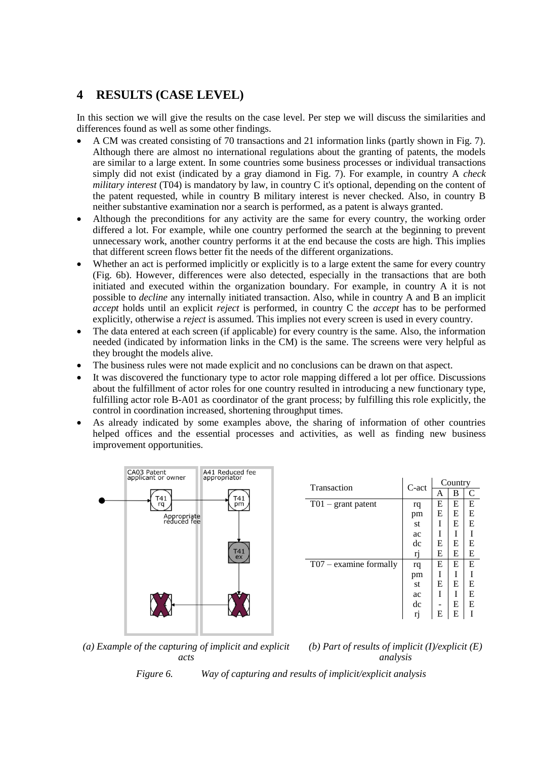## 4 RESULTS (CASE LEVEL)

In this section we will give the results on the case level. Per step we will discuss the similarities and differences found as well as some other findings.

- A CM was created consisting of 70 transactions and 21 information links (partly shown in Fig. 7). Although there are almost no international regulations about the granting of patents, the models are similar to a large extent. In some countries some business processes or individual transactions simply did not exist (indicated by a gray diamond in Fig. 7). For example, in country A *check military interest* (T04) is mandatory by law, in country C it's optional, depending on the content of the patent requested, while in country B military interest is never checked. Also, in country B neither substantive examination nor a search is performed, as a patent is always granted.
- Although the preconditions for any activity are the same for every country, the working order differed a lot. For example, while one country performed the search at the beginning to prevent unnecessary work, another country performs it at the end because the costs are high. This implies that different screen flows better fit the needs of the different organizations.
- Whether an act is performed implicitly or explicitly is to a large extent the same for every country (Fig. 6b). However, differences were also detected, especially in the transactions that are both initiated and executed within the organization boundary. For example, in country A it is not possible to *decline* any internally initiated transaction. Also, while in country A and B an implicit *accept* holds until an explicit *reject* is performed, in country C the *accept* has to be performed explicitly, otherwise a *reject* is assumed. This implies not every screen is used in every country.
- The data entered at each screen (if applicable) for every country is the same. Also, the information needed (indicated by information links in the CM) is the same. The screens were very helpful as they brought the models alive.
- The business rules were not made explicit and no conclusions can be drawn on that aspect.
- It was discovered the functionary type to actor role mapping differed a lot per office. Discussions about the fulfillment of actor roles for one country resulted in introducing a new functionary type, fulfilling actor role B-A01 as coordinator of the grant process; by fulfilling this role explicitly, the control in coordination increased, shortening throughput times.
- As already indicated by some examples above, the sharing of information of other countries helped offices and the essential processes and activities, as well as finding new business improvement opportunities.

CA03 Patent applicant or owner | A41 Reduced fee appropriator | T41 rq | T41 pm | Appropriate reduced fee | T41 ex

*(a) Example of the capturing of implicit and explicit acts*

| Transaction | C-act | Country | | |
|---|---|---|---|---|
| | | A | B | C |
| T01 – grant patent | rq | E | E | E |
| | pm | E | E | E |
| | st | I | E | E |
| | ac | I | I | I |
| | dc | E | E | E |
| | rj | E | E | E |
| T07 – examine formally | rq | E | E | E |
| | pm | I | I | I |
| | st | E | E | E |
| | ac | I | I | E |
| | dc | - | E | E |
| | rj | E | E | I |

*(b) Part of results of implicit (I)/explicit (E) analysis*

*Figure 6. Way of capturing and results of implicit/explicit analysis*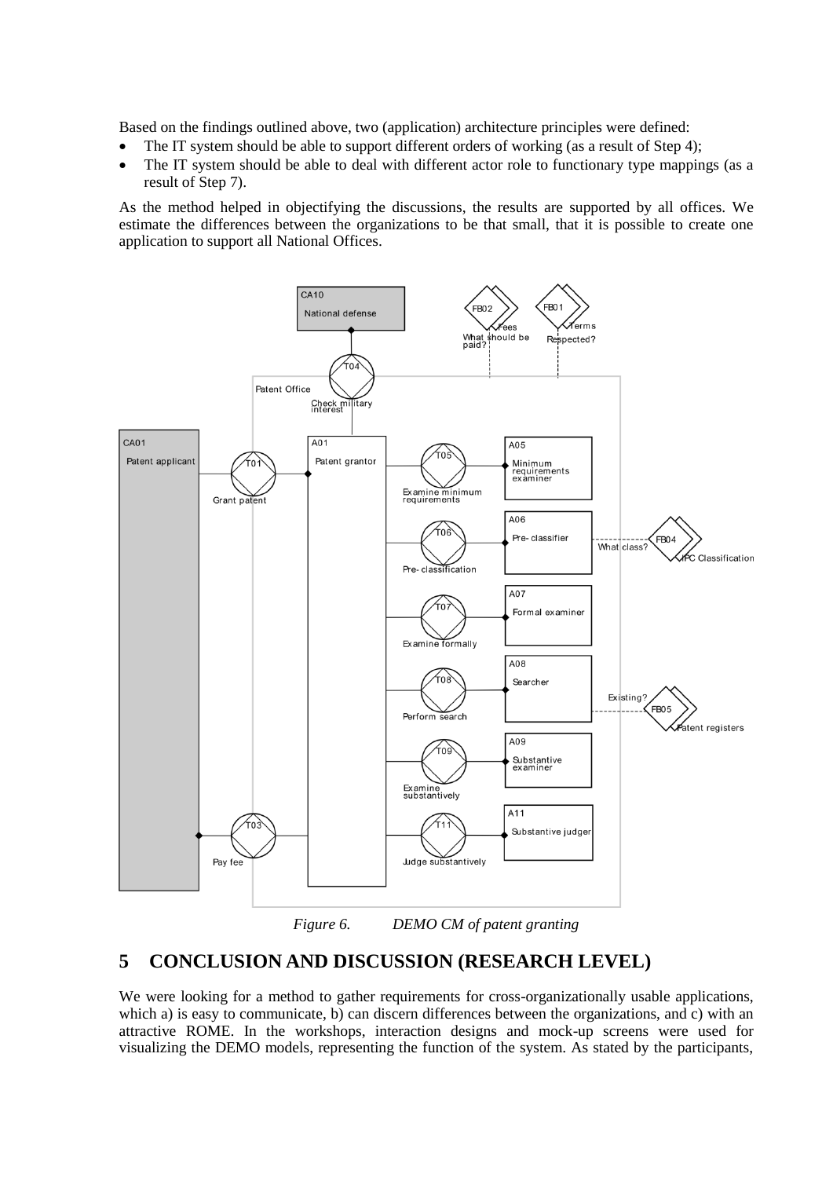Based on the findings outlined above, two (application) architecture principles were defined:

- The IT system should be able to support different orders of working (as a result of Step 4);
- The IT system should be able to deal with different actor role to functionary type mappings (as a result of Step 7).

As the method helped in objectifying the discussions, the results are supported by all offices. We estimate the differences between the organizations to be that small, that it is possible to create one application to support all National Offices.

*Figure 6. DEMO CM of patent granting*

## 5 CONCLUSION AND DISCUSSION (RESEARCH LEVEL)

We were looking for a method to gather requirements for cross-organizationally usable applications, which a) is easy to communicate, b) can discern differences between the organizations, and c) with an attractive ROME. In the workshops, interaction designs and mock-up screens were used for visualizing the DEMO models, representing the function of the system. As stated by the participants,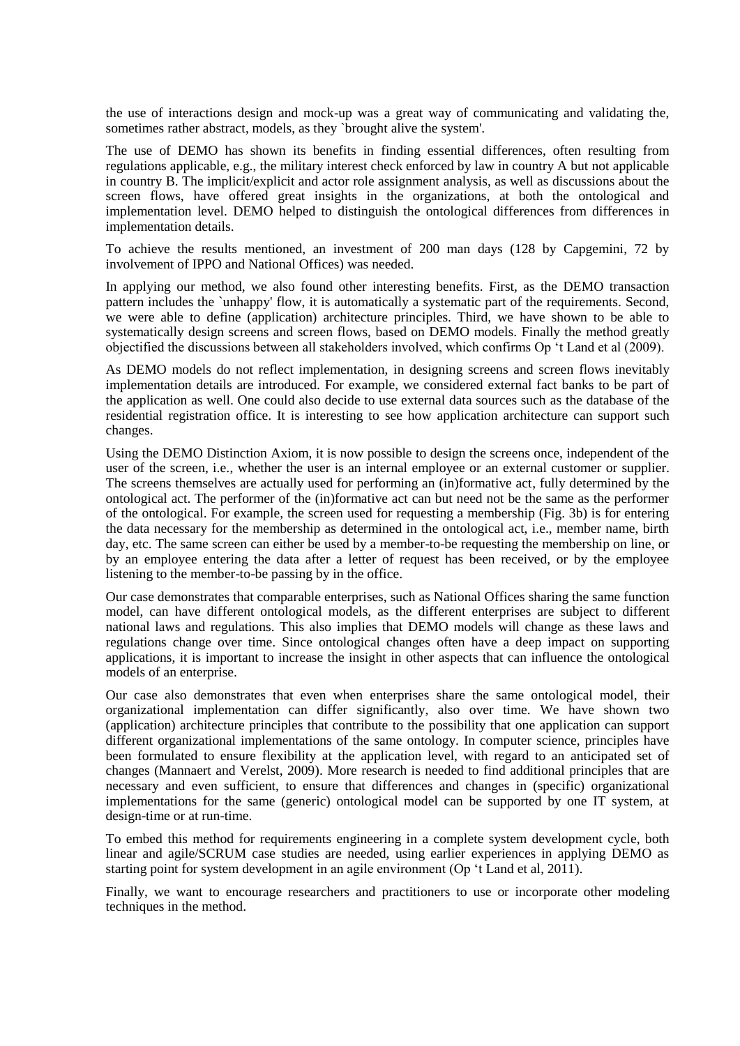the use of interactions design and mock-up was a great way of communicating and validating the, sometimes rather abstract, models, as they `brought alive the system'.

The use of DEMO has shown its benefits in finding essential differences, often resulting from regulations applicable, e.g., the military interest check enforced by law in country A but not applicable in country B. The implicit/explicit and actor role assignment analysis, as well as discussions about the screen flows, have offered great insights in the organizations, at both the ontological and implementation level. DEMO helped to distinguish the ontological differences from differences in implementation details.

To achieve the results mentioned, an investment of 200 man days (128 by Capgemini, 72 by involvement of IPPO and National Offices) was needed.

In applying our method, we also found other interesting benefits. First, as the DEMO transaction pattern includes the `unhappy' flow, it is automatically a systematic part of the requirements. Second, we were able to define (application) architecture principles. Third, we have shown to be able to systematically design screens and screen flows, based on DEMO models. Finally the method greatly objectified the discussions between all stakeholders involved, which confirms Op 't Land et al (2009).

As DEMO models do not reflect implementation, in designing screens and screen flows inevitably implementation details are introduced. For example, we considered external fact banks to be part of the application as well. One could also decide to use external data sources such as the database of the residential registration office. It is interesting to see how application architecture can support such changes.

Using the DEMO Distinction Axiom, it is now possible to design the screens once, independent of the user of the screen, i.e., whether the user is an internal employee or an external customer or supplier. The screens themselves are actually used for performing an (in)formative act, fully determined by the ontological act. The performer of the (in)formative act can but need not be the same as the performer of the ontological. For example, the screen used for requesting a membership (Fig. 3b) is for entering the data necessary for the membership as determined in the ontological act, i.e., member name, birth day, etc. The same screen can either be used by a member-to-be requesting the membership on line, or by an employee entering the data after a letter of request has been received, or by the employee listening to the member-to-be passing by in the office.

Our case demonstrates that comparable enterprises, such as National Offices sharing the same function model, can have different ontological models, as the different enterprises are subject to different national laws and regulations. This also implies that DEMO models will change as these laws and regulations change over time. Since ontological changes often have a deep impact on supporting applications, it is important to increase the insight in other aspects that can influence the ontological models of an enterprise.

Our case also demonstrates that even when enterprises share the same ontological model, their organizational implementation can differ significantly, also over time. We have shown two (application) architecture principles that contribute to the possibility that one application can support different organizational implementations of the same ontology. In computer science, principles have been formulated to ensure flexibility at the application level, with regard to an anticipated set of changes (Mannaert and Verelst, 2009). More research is needed to find additional principles that are necessary and even sufficient, to ensure that differences and changes in (specific) organizational implementations for the same (generic) ontological model can be supported by one IT system, at design-time or at run-time.

To embed this method for requirements engineering in a complete system development cycle, both linear and agile/SCRUM case studies are needed, using earlier experiences in applying DEMO as starting point for system development in an agile environment (Op 't Land et al, 2011).

Finally, we want to encourage researchers and practitioners to use or incorporate other modeling techniques in the method.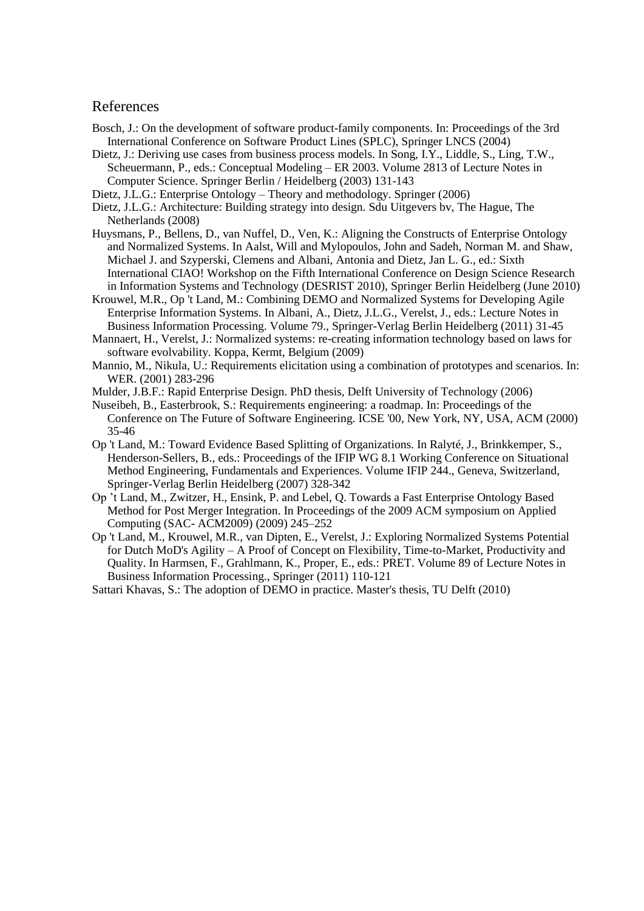## References

Bosch, J.: On the development of software product-family components. In: Proceedings of the 3rd International Conference on Software Product Lines (SPLC), Springer LNCS (2004)

Dietz, J.: Deriving use cases from business process models. In Song, I.Y., Liddle, S., Ling, T.W., Scheuermann, P., eds.: Conceptual Modeling – ER 2003. Volume 2813 of Lecture Notes in Computer Science. Springer Berlin / Heidelberg (2003) 131-143

Dietz, J.L.G.: Enterprise Ontology – Theory and methodology. Springer (2006)

Dietz, J.L.G.: Architecture: Building strategy into design. Sdu Uitgevers bv, The Hague, The Netherlands (2008)

Huysmans, P., Bellens, D., van Nuffel, D., Ven, K.: Aligning the Constructs of Enterprise Ontology and Normalized Systems. In Aalst, Will and Mylopoulos, John and Sadeh, Norman M. and Shaw, Michael J. and Szyperski, Clemens and Albani, Antonia and Dietz, Jan L. G., ed.: Sixth International CIAO! Workshop on the Fifth International Conference on Design Science Research in Information Systems and Technology (DESRIST 2010), Springer Berlin Heidelberg (June 2010)

Krouwel, M.R., Op 't Land, M.: Combining DEMO and Normalized Systems for Developing Agile Enterprise Information Systems. In Albani, A., Dietz, J.L.G., Verelst, J., eds.: Lecture Notes in Business Information Processing. Volume 79., Springer-Verlag Berlin Heidelberg (2011) 31-45

Mannaert, H., Verelst, J.: Normalized systems: re-creating information technology based on laws for software evolvability. Koppa, Kermt, Belgium (2009)

Mannio, M., Nikula, U.: Requirements elicitation using a combination of prototypes and scenarios. In: WER. (2001) 283-296

Mulder, J.B.F.: Rapid Enterprise Design. PhD thesis, Delft University of Technology (2006)

Nuseibeh, B., Easterbrook, S.: Requirements engineering: a roadmap. In: Proceedings of the Conference on The Future of Software Engineering. ICSE '00, New York, NY, USA, ACM (2000) 35-46

Op 't Land, M.: Toward Evidence Based Splitting of Organizations. In Ralyté, J., Brinkkemper, S., Henderson-Sellers, B., eds.: Proceedings of the IFIP WG 8.1 Working Conference on Situational Method Engineering, Fundamentals and Experiences. Volume IFIP 244., Geneva, Switzerland, Springer-Verlag Berlin Heidelberg (2007) 328-342

Op 't Land, M., Zwitzer, H., Ensink, P. and Lebel, Q. Towards a Fast Enterprise Ontology Based Method for Post Merger Integration. In Proceedings of the 2009 ACM symposium on Applied Computing (SAC- ACM2009) (2009) 245–252

Op 't Land, M., Krouwel, M.R., van Dipten, E., Verelst, J.: Exploring Normalized Systems Potential for Dutch MoD's Agility – A Proof of Concept on Flexibility, Time-to-Market, Productivity and Quality. In Harmsen, F., Grahlmann, K., Proper, E., eds.: PRET. Volume 89 of Lecture Notes in Business Information Processing., Springer (2011) 110-121

Sattari Khavas, S.: The adoption of DEMO in practice. Master's thesis, TU Delft (2010)